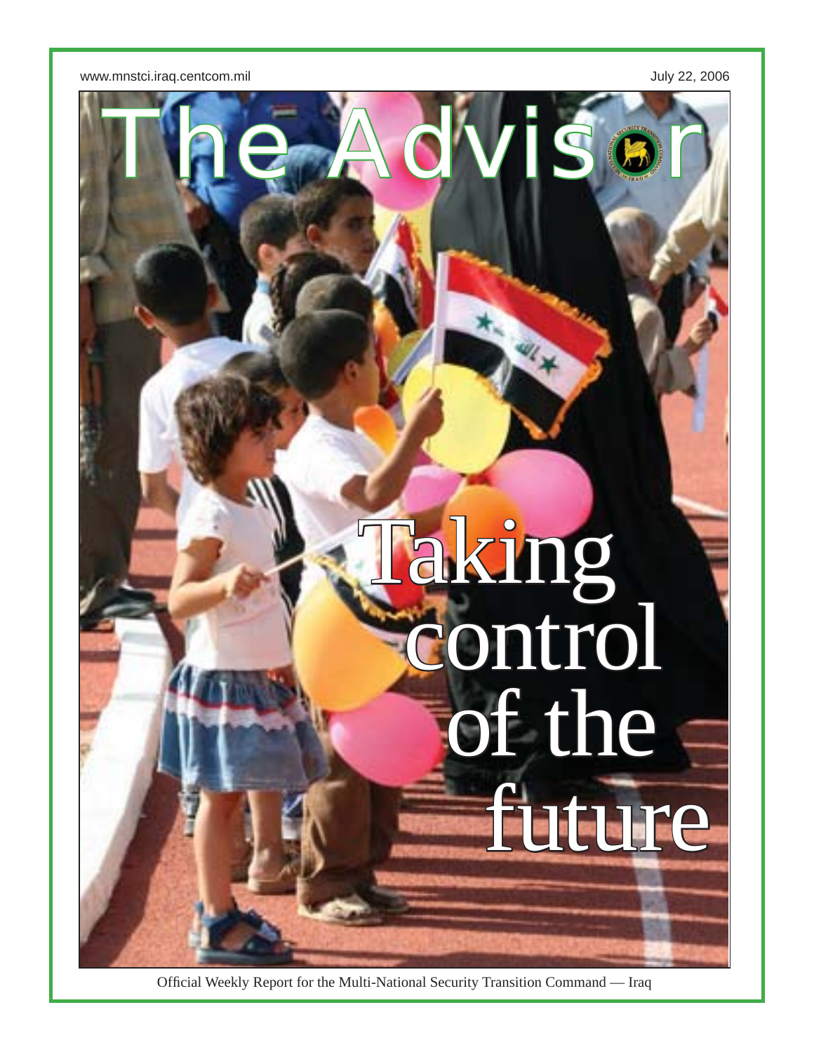www.mnstci.iraq.centcom.mil

July 22, 2006

# The Advisor

## Taking control of the future

Official Weekly Report for the Multi-National Security Transition Command — Iraq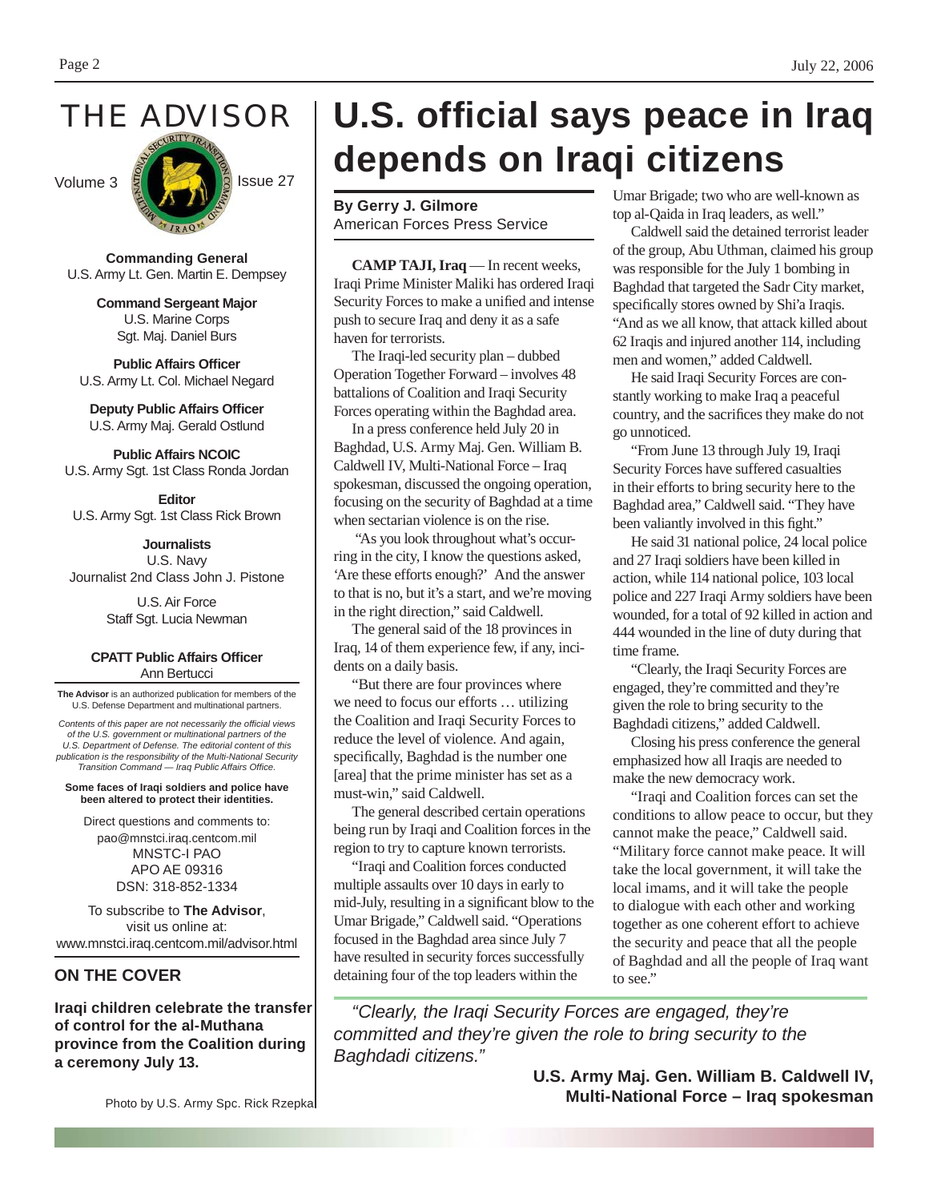# THE ADVISOR

Volume 3 Issue 27

**Commanding General**
U.S. Army Lt. Gen. Martin E. Dempsey

**Command Sergeant Major**
U.S. Marine Corps
Sgt. Maj. Daniel Burs

**Public Affairs Officer**
U.S. Army Lt. Col. Michael Negard

**Deputy Public Affairs Officer**
U.S. Army Maj. Gerald Ostlund

**Public Affairs NCOIC**
U.S. Army Sgt. 1st Class Ronda Jordan

**Editor**
U.S. Army Sgt. 1st Class Rick Brown

**Journalists**
U.S. Navy
Journalist 2nd Class John J. Pistone

U.S. Air Force
Staff Sgt. Lucia Newman

**CPATT Public Affairs Officer**
Ann Bertucci

**The Advisor** is an authorized publication for members of the U.S. Defense Department and multinational partners.

*Contents of this paper are not necessarily the official views of the U.S. government or multinational partners of the U.S. Department of Defense. The editorial content of this publication is the responsibility of the Multi-National Security Transition Command — Iraq Public Affairs Office.*

**Some faces of Iraqi soldiers and police have been altered to protect their identities.**

Direct questions and comments to:
pao@mnstci.iraq.centcom.mil
MNSTC-I PAO
APO AE 09316
DSN: 318-852-1334

To subscribe to **The Advisor**, visit us online at:
www.mnstci.iraq.centcom.mil/advisor.html

## ON THE COVER

**Iraqi children celebrate the transfer of control for the al-Muthana province from the Coalition during a ceremony July 13.**

Photo by U.S. Army Spc. Rick Rzepka

# U.S. official says peace in Iraq depends on Iraqi citizens

**By Gerry J. Gilmore**
American Forces Press Service

**CAMP TAJI, Iraq** — In recent weeks, Iraqi Prime Minister Maliki has ordered Iraqi Security Forces to make a unified and intense push to secure Iraq and deny it as a safe haven for terrorists.

The Iraqi-led security plan – dubbed Operation Together Forward – involves 48 battalions of Coalition and Iraqi Security Forces operating within the Baghdad area.

In a press conference held July 20 in Baghdad, U.S. Army Maj. Gen. William B. Caldwell IV, Multi-National Force – Iraq spokesman, discussed the ongoing operation, focusing on the security of Baghdad at a time when sectarian violence is on the rise.

"As you look throughout what's occurring in the city, I know the questions asked, 'Are these efforts enough?' And the answer to that is no, but it's a start, and we're moving in the right direction," said Caldwell.

The general said of the 18 provinces in Iraq, 14 of them experience few, if any, incidents on a daily basis.

"But there are four provinces where we need to focus our efforts … utilizing the Coalition and Iraqi Security Forces to reduce the level of violence. And again, specifically, Baghdad is the number one [area] that the prime minister has set as a must-win," said Caldwell.

The general described certain operations being run by Iraqi and Coalition forces in the region to try to capture known terrorists.

"Iraqi and Coalition forces conducted multiple assaults over 10 days in early to mid-July, resulting in a significant blow to the Umar Brigade," Caldwell said. "Operations focused in the Baghdad area since July 7 have resulted in security forces successfully detaining four of the top leaders within the Umar Brigade; two who are well-known as top al-Qaida in Iraq leaders, as well."

Caldwell said the detained terrorist leader of the group, Abu Uthman, claimed his group was responsible for the July 1 bombing in Baghdad that targeted the Sadr City market, specifically stores owned by Shi'a Iraqis. "And as we all know, that attack killed about 62 Iraqis and injured another 114, including men and women," added Caldwell.

He said Iraqi Security Forces are constantly working to make Iraq a peaceful country, and the sacrifices they make do not go unnoticed.

"From June 13 through July 19, Iraqi Security Forces have suffered casualties in their efforts to bring security here to the Baghdad area," Caldwell said. "They have been valiantly involved in this fight."

He said 31 national police, 24 local police and 27 Iraqi soldiers have been killed in action, while 114 national police, 103 local police and 227 Iraqi Army soldiers have been wounded, for a total of 92 killed in action and 444 wounded in the line of duty during that time frame.

"Clearly, the Iraqi Security Forces are engaged, they're committed and they're given the role to bring security to the Baghdadi citizens," added Caldwell.

Closing his press conference the general emphasized how all Iraqis are needed to make the new democracy work.

"Iraqi and Coalition forces can set the conditions to allow peace to occur, but they cannot make the peace," Caldwell said. "Military force cannot make peace. It will take the local government, it will take the local imams, and it will take the people to dialogue with each other and working together as one coherent effort to achieve the security and peace that all the people of Baghdad and all the people of Iraq want to see."

> *"Clearly, the Iraqi Security Forces are engaged, they're committed and they're given the role to bring security to the Baghdadi citizens."*
>
> **U.S. Army Maj. Gen. William B. Caldwell IV, Multi-National Force – Iraq spokesman**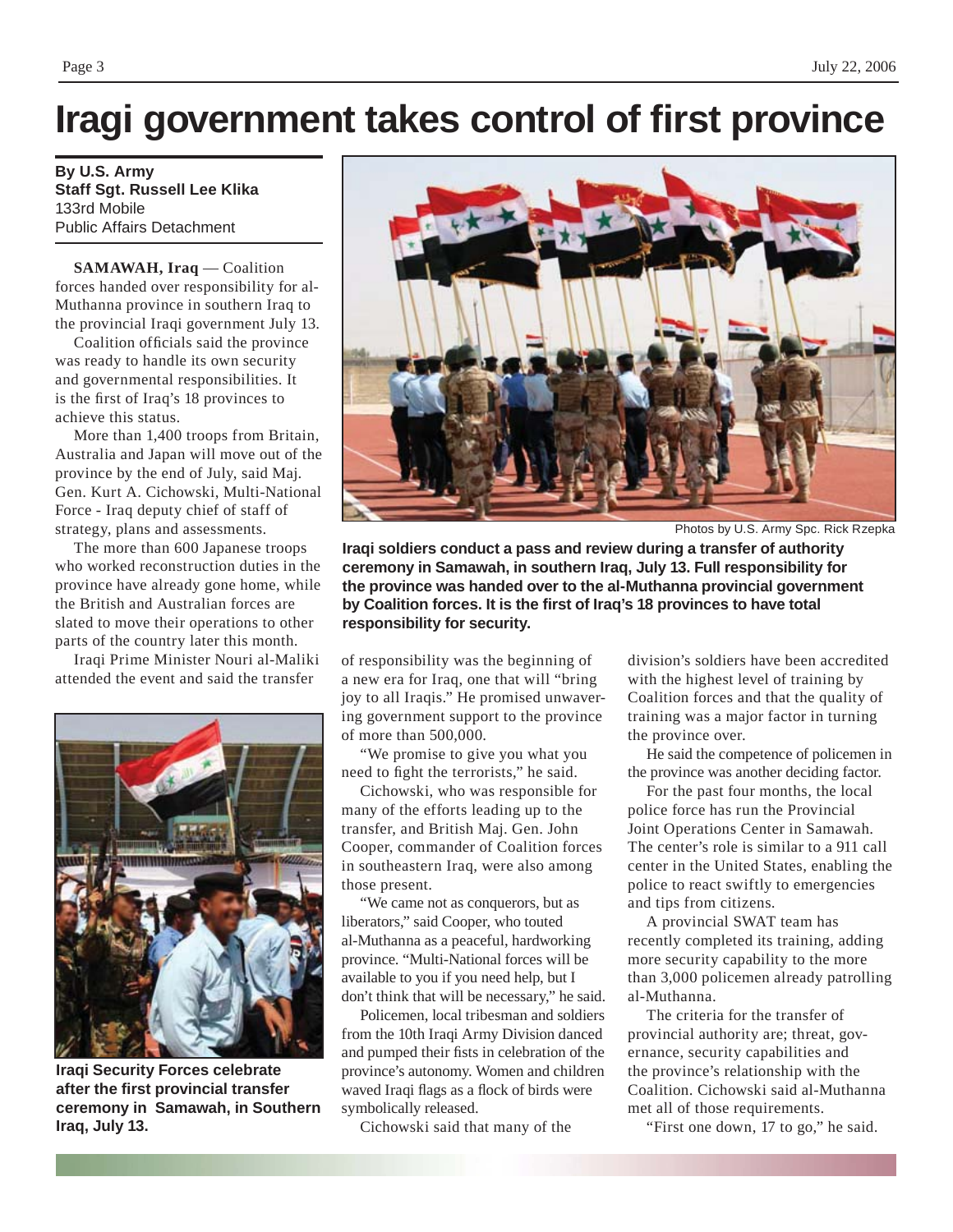# Iraqi government takes control of first province

**By U.S. Army**
**Staff Sgt. Russell Lee Klika**
133rd Mobile
Public Affairs Detachment

**SAMAWAH, Iraq** — Coalition forces handed over responsibility for al-Muthanna province in southern Iraq to the provincial Iraqi government July 13.

Coalition officials said the province was ready to handle its own security and governmental responsibilities. It is the first of Iraq's 18 provinces to achieve this status.

More than 1,400 troops from Britain, Australia and Japan will move out of the province by the end of July, said Maj. Gen. Kurt A. Cichowski, Multi-National Force - Iraq deputy chief of staff of strategy, plans and assessments.

The more than 600 Japanese troops who worked reconstruction duties in the province have already gone home, while the British and Australian forces are slated to move their operations to other parts of the country later this month.

Iraqi Prime Minister Nouri al-Maliki attended the event and said the transfer of responsibility was the beginning of a new era for Iraq, one that will "bring joy to all Iraqis." He promised unwavering government support to the province of more than 500,000.

"We promise to give you what you need to fight the terrorists," he said.

Cichowski, who was responsible for many of the efforts leading up to the transfer, and British Maj. Gen. John Cooper, commander of Coalition forces in southeastern Iraq, were also among those present.

"We came not as conquerors, but as liberators," said Cooper, who touted al-Muthanna as a peaceful, hardworking province. "Multi-National forces will be available to you if you need help, but I don't think that will be necessary," he said.

Policemen, local tribesman and soldiers from the 10th Iraqi Army Division danced and pumped their fists in celebration of the province's autonomy. Women and children waved Iraqi flags as a flock of birds were symbolically released.

Cichowski said that many of the division's soldiers have been accredited with the highest level of training by Coalition forces and that the quality of training was a major factor in turning the province over.

He said the competence of policemen in the province was another deciding factor.

For the past four months, the local police force has run the Provincial Joint Operations Center in Samawah. The center's role is similar to a 911 call center in the United States, enabling the police to react swiftly to emergencies and tips from citizens.

A provincial SWAT team has recently completed its training, adding more security capability to the more than 3,000 policemen already patrolling al-Muthanna.

The criteria for the transfer of provincial authority are; threat, governance, security capabilities and the province's relationship with the Coalition. Cichowski said al-Muthanna met all of those requirements.

"First one down, 17 to go," he said.

Photos by U.S. Army Spc. Rick Rzepka

**Iraqi soldiers conduct a pass and review during a transfer of authority ceremony in Samawah, in southern Iraq, July 13. Full responsibility for the province was handed over to the al-Muthanna provincial government by Coalition forces. It is the first of Iraq's 18 provinces to have total responsibility for security.**

**Iraqi Security Forces celebrate after the first provincial transfer ceremony in Samawah, in Southern Iraq, July 13.**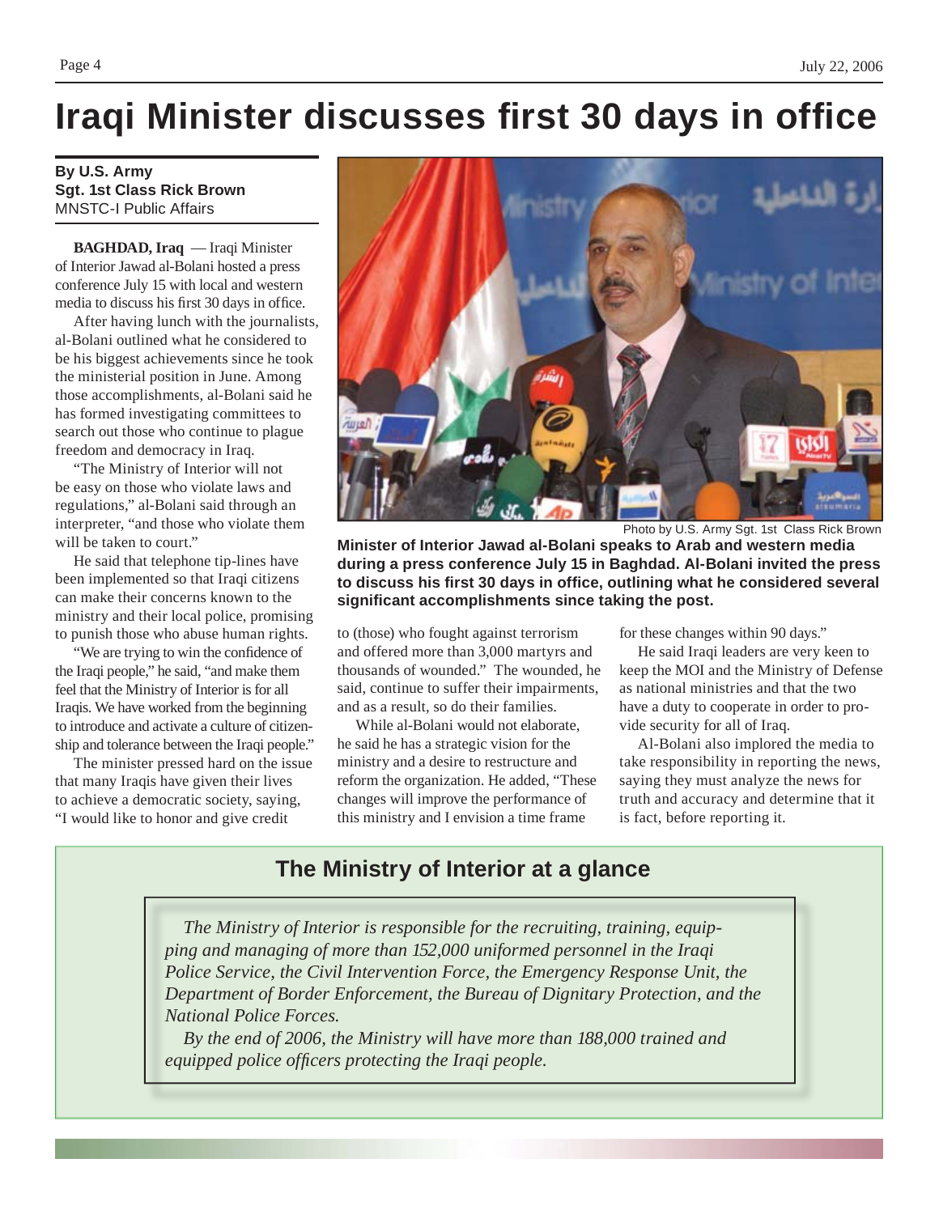# Iraqi Minister discusses first 30 days in office

**By U.S. Army Sgt. 1st Class Rick Brown**
MNSTC-I Public Affairs

**BAGHDAD, Iraq** — Iraqi Minister of Interior Jawad al-Bolani hosted a press conference July 15 with local and western media to discuss his first 30 days in office.

After having lunch with the journalists, al-Bolani outlined what he considered to be his biggest achievements since he took the ministerial position in June. Among those accomplishments, al-Bolani said he has formed investigating committees to search out those who continue to plague freedom and democracy in Iraq.

"The Ministry of Interior will not be easy on those who violate laws and regulations," al-Bolani said through an interpreter, "and those who violate them will be taken to court."

He said that telephone tip-lines have been implemented so that Iraqi citizens can make their concerns known to the ministry and their local police, promising to punish those who abuse human rights.

"We are trying to win the confidence of the Iraqi people," he said, "and make them feel that the Ministry of Interior is for all Iraqis. We have worked from the beginning to introduce and activate a culture of citizenship and tolerance between the Iraqi people."

The minister pressed hard on the issue that many Iraqis have given their lives to achieve a democratic society, saying, "I would like to honor and give credit to (those) who fought against terrorism and offered more than 3,000 martyrs and thousands of wounded." The wounded, he said, continue to suffer their impairments, and as a result, so do their families.

While al-Bolani would not elaborate, he said he has a strategic vision for the ministry and a desire to restructure and reform the organization. He added, "These changes will improve the performance of this ministry and I envision a time frame for these changes within 90 days."

He said Iraqi leaders are very keen to keep the MOI and the Ministry of Defense as national ministries and that the two have a duty to cooperate in order to provide security for all of Iraq.

Al-Bolani also implored the media to take responsibility in reporting the news, saying they must analyze the news for truth and accuracy and determine that it is fact, before reporting it.

Photo by U.S. Army Sgt. 1st Class Rick Brown

**Minister of Interior Jawad al-Bolani speaks to Arab and western media during a press conference July 15 in Baghdad. Al-Bolani invited the press to discuss his first 30 days in office, outlining what he considered several significant accomplishments since taking the post.**

## The Ministry of Interior at a glance

*The Ministry of Interior is responsible for the recruiting, training, equipping and managing of more than 152,000 uniformed personnel in the Iraqi Police Service, the Civil Intervention Force, the Emergency Response Unit, the Department of Border Enforcement, the Bureau of Dignitary Protection, and the National Police Forces.*

*By the end of 2006, the Ministry will have more than 188,000 trained and equipped police officers protecting the Iraqi people.*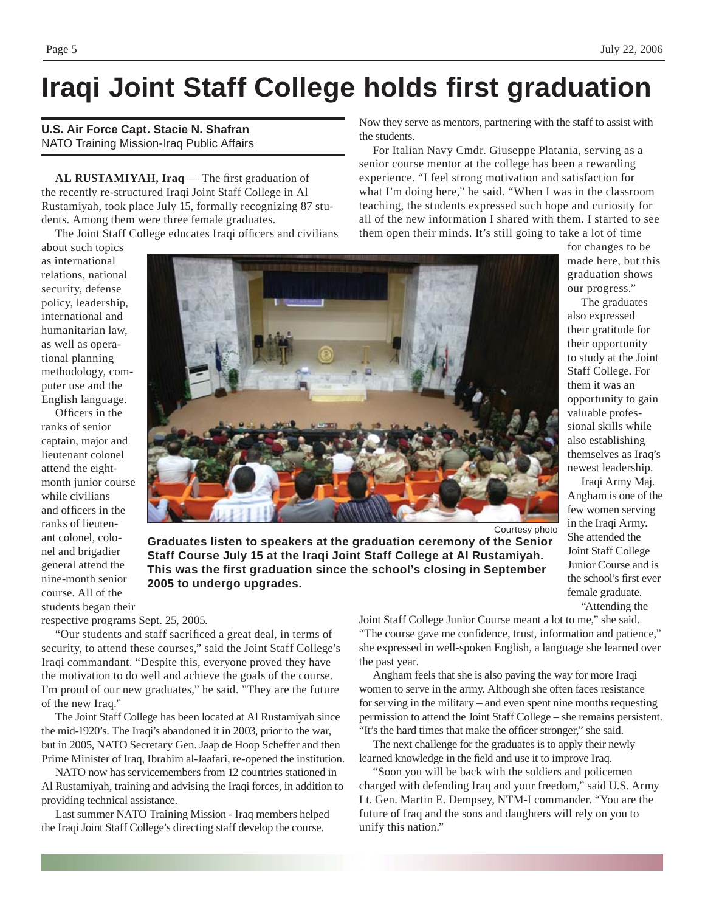# Iraqi Joint Staff College holds first graduation

**U.S. Air Force Capt. Stacie N. Shafran**
NATO Training Mission-Iraq Public Affairs

**AL RUSTAMIYAH, Iraq** — The first graduation of the recently re-structured Iraqi Joint Staff College in Al Rustamiyah, took place July 15, formally recognizing 87 students. Among them were three female graduates.

The Joint Staff College educates Iraqi officers and civilians about such topics as international relations, national security, defense policy, leadership, international and humanitarian law, as well as operational planning methodology, computer use and the English language.

Officers in the ranks of senior captain, major and lieutenant colonel attend the eight-month junior course while civilians and officers in the ranks of lieutenant colonel, colonel and brigadier general attend the nine-month senior course. All of the students began their respective programs Sept. 25, 2005.

Courtesy photo

**Graduates listen to speakers at the graduation ceremony of the Senior Staff Course July 15 at the Iraqi Joint Staff College at Al Rustamiyah. This was the first graduation since the school's closing in September 2005 to undergo upgrades.**

"Our students and staff sacrificed a great deal, in terms of security, to attend these courses," said the Joint Staff College's Iraqi commandant. "Despite this, everyone proved they have the motivation to do well and achieve the goals of the course. I'm proud of our new graduates," he said. "They are the future of the new Iraq."

The Joint Staff College has been located at Al Rustamiyah since the mid-1920's. The Iraqi's abandoned it in 2003, prior to the war, but in 2005, NATO Secretary Gen. Jaap de Hoop Scheffer and then Prime Minister of Iraq, Ibrahim al-Jaafari, re-opened the institution.

NATO now has servicemembers from 12 countries stationed in Al Rustamiyah, training and advising the Iraqi forces, in addition to providing technical assistance.

Last summer NATO Training Mission - Iraq members helped the Iraqi Joint Staff College's directing staff develop the course. Now they serve as mentors, partnering with the staff to assist with the students.

For Italian Navy Cmdr. Giuseppe Platania, serving as a senior course mentor at the college has been a rewarding experience. "I feel strong motivation and satisfaction for what I'm doing here," he said. "When I was in the classroom teaching, the students expressed such hope and curiosity for all of the new information I shared with them. I started to see them open their minds. It's still going to take a lot of time for changes to be made here, but this graduation shows our progress."

The graduates also expressed their gratitude for their opportunity to study at the Joint Staff College. For them it was an opportunity to gain valuable professional skills while also establishing themselves as Iraq's newest leadership.

Iraqi Army Maj. Angham is one of the few women serving in the Iraqi Army. She attended the Joint Staff College Junior Course and is the school's first ever female graduate.

"Attending the Joint Staff College Junior Course meant a lot to me," she said. "The course gave me confidence, trust, information and patience," she expressed in well-spoken English, a language she learned over the past year.

Angham feels that she is also paving the way for more Iraqi women to serve in the army. Although she often faces resistance for serving in the military – and even spent nine months requesting permission to attend the Joint Staff College – she remains persistent. "It's the hard times that make the officer stronger," she said.

The next challenge for the graduates is to apply their newly learned knowledge in the field and use it to improve Iraq.

"Soon you will be back with the soldiers and policemen charged with defending Iraq and your freedom," said U.S. Army Lt. Gen. Martin E. Dempsey, NTM-I commander. "You are the future of Iraq and the sons and daughters will rely on you to unify this nation."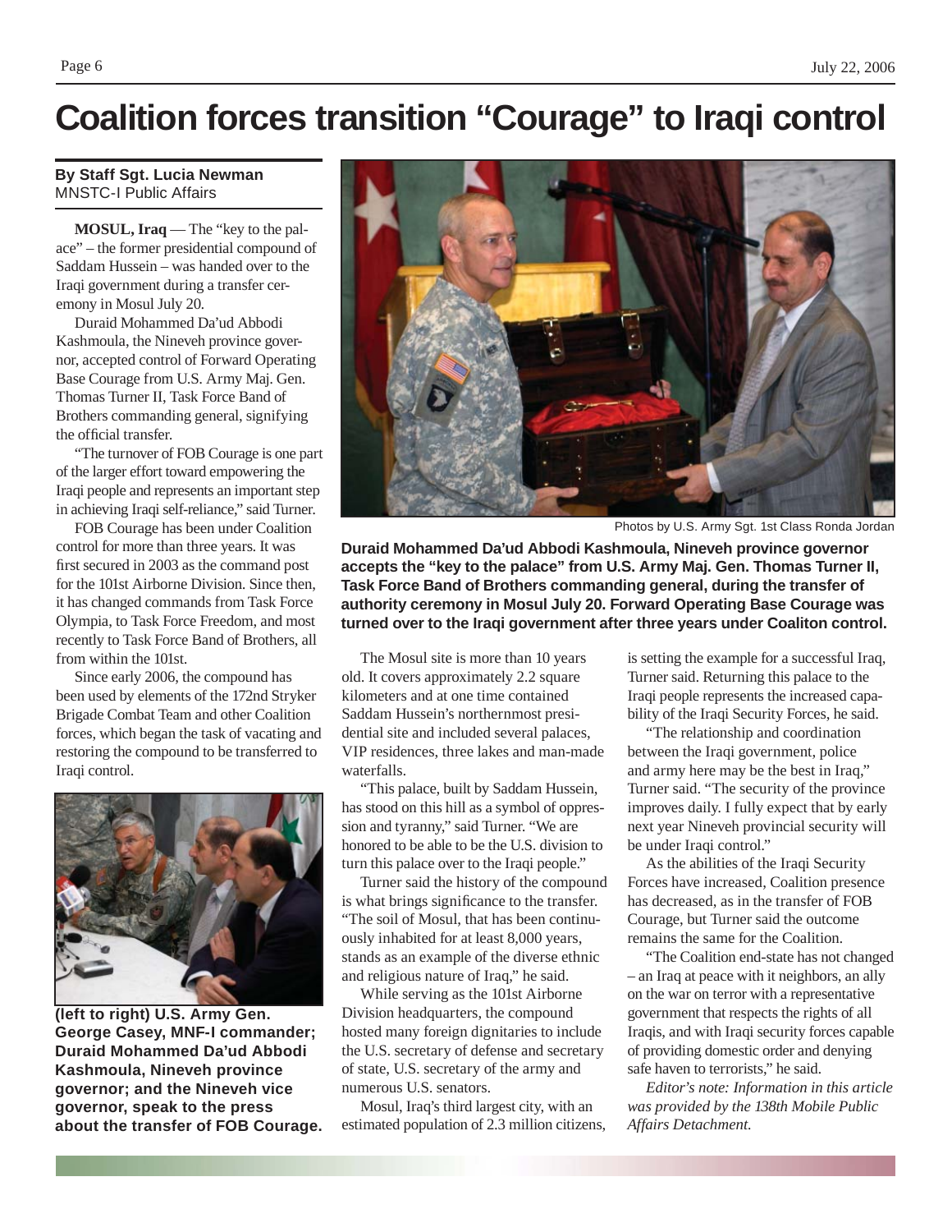# Coalition forces transition "Courage" to Iraqi control

**By Staff Sgt. Lucia Newman**
MNSTC-I Public Affairs

**MOSUL, Iraq** — The "key to the palace" – the former presidential compound of Saddam Hussein – was handed over to the Iraqi government during a transfer ceremony in Mosul July 20.

Duraid Mohammed Da'ud Abbodi Kashmoula, the Nineveh province governor, accepted control of Forward Operating Base Courage from U.S. Army Maj. Gen. Thomas Turner II, Task Force Band of Brothers commanding general, signifying the official transfer.

"The turnover of FOB Courage is one part of the larger effort toward empowering the Iraqi people and represents an important step in achieving Iraqi self-reliance," said Turner.

FOB Courage has been under Coalition control for more than three years. It was first secured in 2003 as the command post for the 101st Airborne Division. Since then, it has changed commands from Task Force Olympia, to Task Force Freedom, and most recently to Task Force Band of Brothers, all from within the 101st.

Since early 2006, the compound has been used by elements of the 172nd Stryker Brigade Combat Team and other Coalition forces, which began the task of vacating and restoring the compound to be transferred to Iraqi control.

**(left to right) U.S. Army Gen. George Casey, MNF-I commander; Duraid Mohammed Da'ud Abbodi Kashmoula, Nineveh province governor; and the Nineveh vice governor, speak to the press about the transfer of FOB Courage.**

Photos by U.S. Army Sgt. 1st Class Ronda Jordan

**Duraid Mohammed Da'ud Abbodi Kashmoula, Nineveh province governor accepts the "key to the palace" from U.S. Army Maj. Gen. Thomas Turner II, Task Force Band of Brothers commanding general, during the transfer of authority ceremony in Mosul July 20. Forward Operating Base Courage was turned over to the Iraqi government after three years under Coaliton control.**

The Mosul site is more than 10 years old. It covers approximately 2.2 square kilometers and at one time contained Saddam Hussein's northernmost presidential site and included several palaces, VIP residences, three lakes and man-made waterfalls.

"This palace, built by Saddam Hussein, has stood on this hill as a symbol of oppression and tyranny," said Turner. "We are honored to be able to be the U.S. division to turn this palace over to the Iraqi people."

Turner said the history of the compound is what brings significance to the transfer. "The soil of Mosul, that has been continuously inhabited for at least 8,000 years, stands as an example of the diverse ethnic and religious nature of Iraq," he said.

While serving as the 101st Airborne Division headquarters, the compound hosted many foreign dignitaries to include the U.S. secretary of defense and secretary of state, U.S. secretary of the army and numerous U.S. senators.

Mosul, Iraq's third largest city, with an estimated population of 2.3 million citizens, is setting the example for a successful Iraq, Turner said. Returning this palace to the Iraqi people represents the increased capability of the Iraqi Security Forces, he said.

"The relationship and coordination between the Iraqi government, police and army here may be the best in Iraq," Turner said. "The security of the province improves daily. I fully expect that by early next year Nineveh provincial security will be under Iraqi control."

As the abilities of the Iraqi Security Forces have increased, Coalition presence has decreased, as in the transfer of FOB Courage, but Turner said the outcome remains the same for the Coalition.

"The Coalition end-state has not changed – an Iraq at peace with it neighbors, an ally on the war on terror with a representative government that respects the rights of all Iraqis, and with Iraqi security forces capable of providing domestic order and denying safe haven to terrorists," he said.

*Editor's note: Information in this article was provided by the 138th Mobile Public Affairs Detachment.*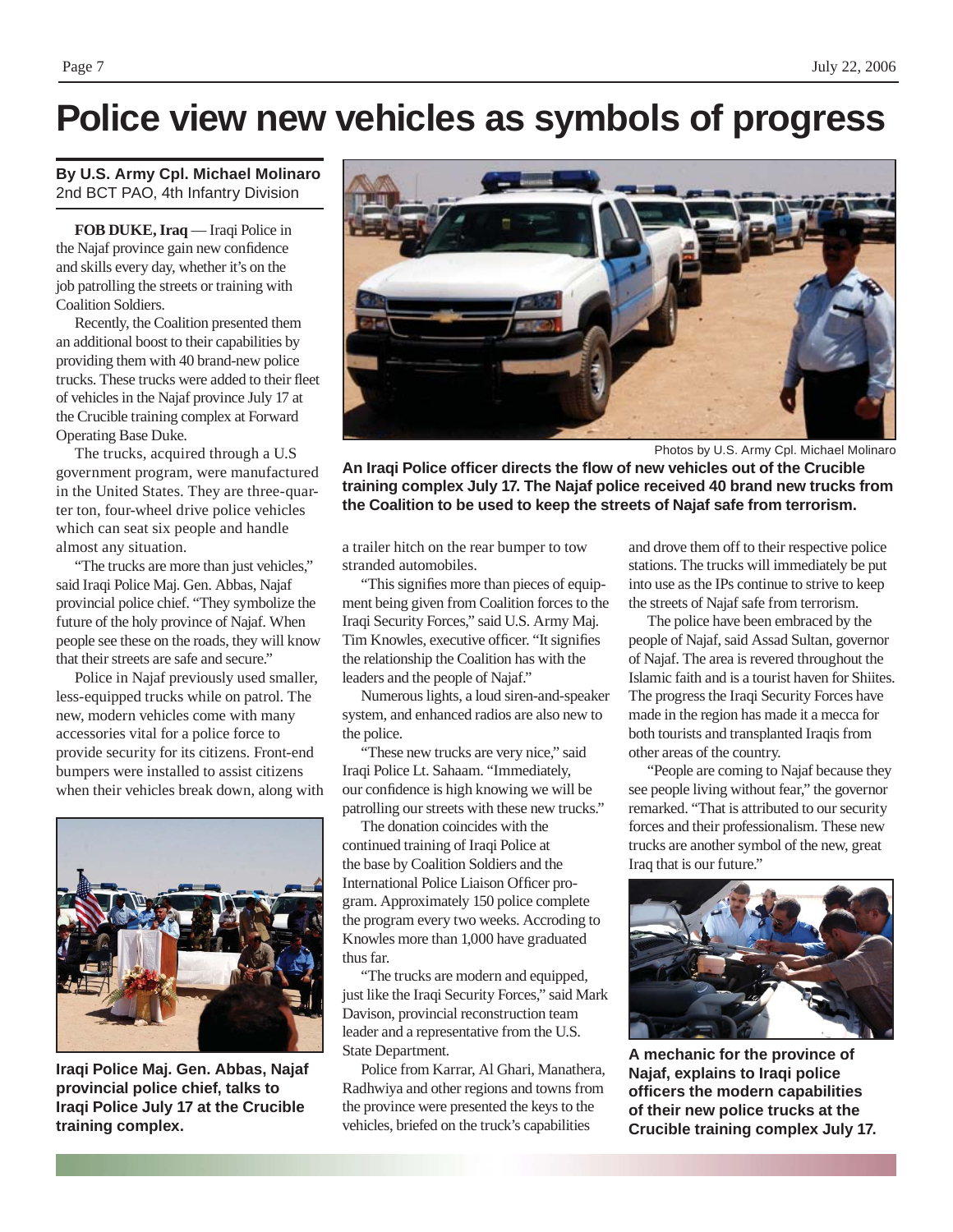# Police view new vehicles as symbols of progress

**By U.S. Army Cpl. Michael Molinaro**
2nd BCT PAO, 4th Infantry Division

**FOB DUKE, Iraq** — Iraqi Police in the Najaf province gain new confidence and skills every day, whether it's on the job patrolling the streets or training with Coalition Soldiers.

Recently, the Coalition presented them an additional boost to their capabilities by providing them with 40 brand-new police trucks. These trucks were added to their fleet of vehicles in the Najaf province July 17 at the Crucible training complex at Forward Operating Base Duke.

The trucks, acquired through a U.S government program, were manufactured in the United States. They are three-quarter ton, four-wheel drive police vehicles which can seat six people and handle almost any situation.

"The trucks are more than just vehicles," said Iraqi Police Maj. Gen. Abbas, Najaf provincial police chief. "They symbolize the future of the holy province of Najaf. When people see these on the roads, they will know that their streets are safe and secure."

Police in Najaf previously used smaller, less-equipped trucks while on patrol. The new, modern vehicles come with many accessories vital for a police force to provide security for its citizens. Front-end bumpers were installed to assist citizens when their vehicles break down, along with a trailer hitch on the rear bumper to tow stranded automobiles.

"This signifies more than pieces of equipment being given from Coalition forces to the Iraqi Security Forces," said U.S. Army Maj. Tim Knowles, executive officer. "It signifies the relationship the Coalition has with the leaders and the people of Najaf."

Numerous lights, a loud siren-and-speaker system, and enhanced radios are also new to the police.

"These new trucks are very nice," said Iraqi Police Lt. Sahaam. "Immediately, our confidence is high knowing we will be patrolling our streets with these new trucks."

The donation coincides with the continued training of Iraqi Police at the base by Coalition Soldiers and the International Police Liaison Officer program. Approximately 150 police complete the program every two weeks. Accroding to Knowles more than 1,000 have graduated thus far.

"The trucks are modern and equipped, just like the Iraqi Security Forces," said Mark Davison, provincial reconstruction team leader and a representative from the U.S. State Department.

Police from Karrar, Al Ghari, Manathera, Radhwiya and other regions and towns from the province were presented the keys to the vehicles, briefed on the truck's capabilities and drove them off to their respective police stations. The trucks will immediately be put into use as the IPs continue to strive to keep the streets of Najaf safe from terrorism.

The police have been embraced by the people of Najaf, said Assad Sultan, governor of Najaf. The area is revered throughout the Islamic faith and is a tourist haven for Shiites. The progress the Iraqi Security Forces have made in the region has made it a mecca for both tourists and transplanted Iraqis from other areas of the country.

"People are coming to Najaf because they see people living without fear," the governor remarked. "That is attributed to our security forces and their professionalism. These new trucks are another symbol of the new, great Iraq that is our future."

Photos by U.S. Army Cpl. Michael Molinaro

**An Iraqi Police officer directs the flow of new vehicles out of the Crucible training complex July 17. The Najaf police received 40 brand new trucks from the Coalition to be used to keep the streets of Najaf safe from terrorism.**

**Iraqi Police Maj. Gen. Abbas, Najaf provincial police chief, talks to Iraqi Police July 17 at the Crucible training complex.**

**A mechanic for the province of Najaf, explains to Iraqi police officers the modern capabilities of their new police trucks at the Crucible training complex July 17.**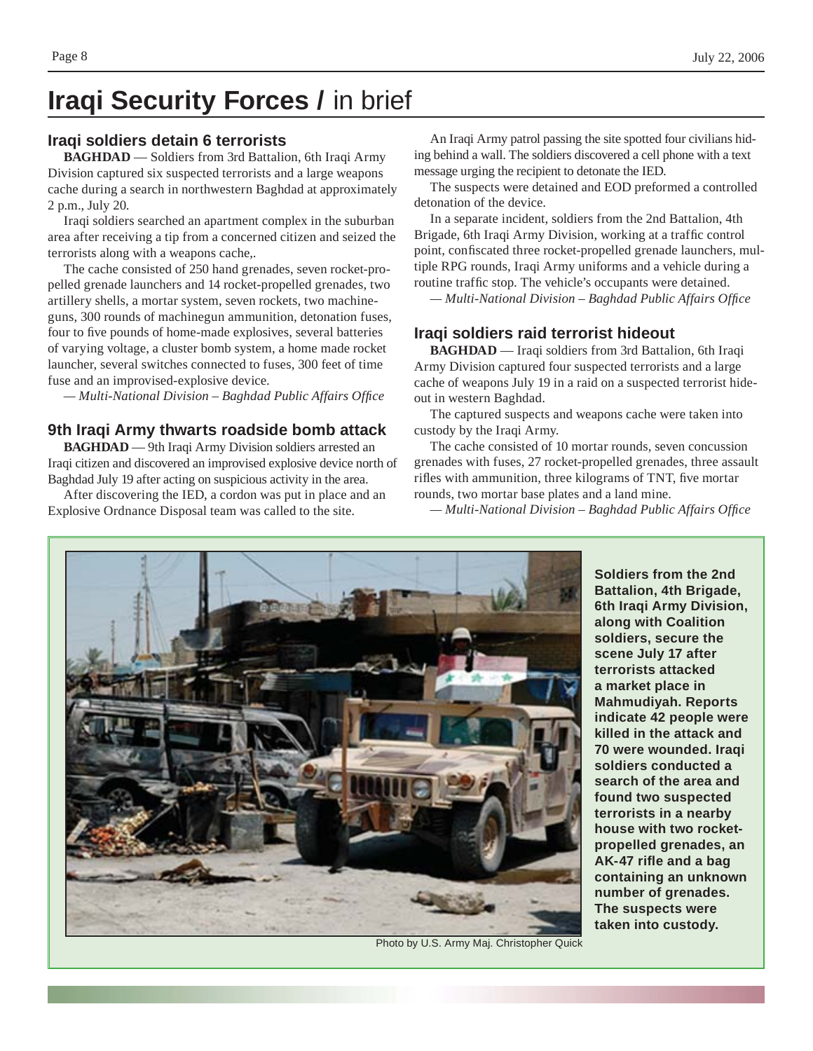# Iraqi Security Forces / in brief

## Iraqi soldiers detain 6 terrorists

**BAGHDAD** — Soldiers from 3rd Battalion, 6th Iraqi Army Division captured six suspected terrorists and a large weapons cache during a search in northwestern Baghdad at approximately 2 p.m., July 20.

Iraqi soldiers searched an apartment complex in the suburban area after receiving a tip from a concerned citizen and seized the terrorists along with a weapons cache,.

The cache consisted of 250 hand grenades, seven rocket-propelled grenade launchers and 14 rocket-propelled grenades, two artillery shells, a mortar system, seven rockets, two machineguns, 300 rounds of machinegun ammunition, detonation fuses, four to five pounds of home-made explosives, several batteries of varying voltage, a cluster bomb system, a home made rocket launcher, several switches connected to fuses, 300 feet of time fuse and an improvised-explosive device.

*— Multi-National Division – Baghdad Public Affairs Office*

## 9th Iraqi Army thwarts roadside bomb attack

**BAGHDAD** — 9th Iraqi Army Division soldiers arrested an Iraqi citizen and discovered an improvised explosive device north of Baghdad July 19 after acting on suspicious activity in the area.

After discovering the IED, a cordon was put in place and an Explosive Ordnance Disposal team was called to the site.

An Iraqi Army patrol passing the site spotted four civilians hiding behind a wall. The soldiers discovered a cell phone with a text message urging the recipient to detonate the IED.

The suspects were detained and EOD preformed a controlled detonation of the device.

In a separate incident, soldiers from the 2nd Battalion, 4th Brigade, 6th Iraqi Army Division, working at a traffic control point, confiscated three rocket-propelled grenade launchers, multiple RPG rounds, Iraqi Army uniforms and a vehicle during a routine traffic stop. The vehicle's occupants were detained.

*— Multi-National Division – Baghdad Public Affairs Office*

## Iraqi soldiers raid terrorist hideout

**BAGHDAD** — Iraqi soldiers from 3rd Battalion, 6th Iraqi Army Division captured four suspected terrorists and a large cache of weapons July 19 in a raid on a suspected terrorist hideout in western Baghdad.

The captured suspects and weapons cache were taken into custody by the Iraqi Army.

The cache consisted of 10 mortar rounds, seven concussion grenades with fuses, 27 rocket-propelled grenades, three assault rifles with ammunition, three kilograms of TNT, five mortar rounds, two mortar base plates and a land mine.

*— Multi-National Division – Baghdad Public Affairs Office*

Photo by U.S. Army Maj. Christopher Quick

**Soldiers from the 2nd Battalion, 4th Brigade, 6th Iraqi Army Division, along with Coalition soldiers, secure the scene July 17 after terrorists attacked a market place in Mahmudiyah. Reports indicate 42 people were killed in the attack and 70 were wounded. Iraqi soldiers conducted a search of the area and found two suspected terrorists in a nearby house with two rocket-propelled grenades, an AK-47 rifle and a bag containing an unknown number of grenades. The suspects were taken into custody.**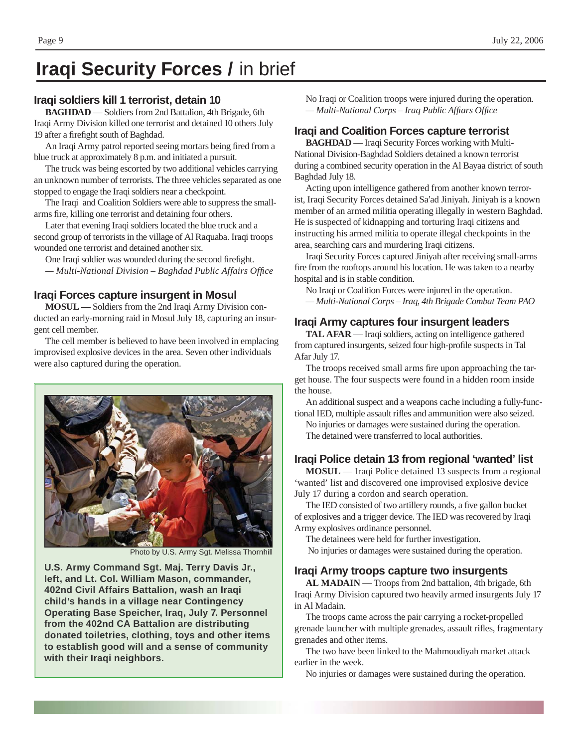# Iraqi Security Forces / in brief

## Iraqi soldiers kill 1 terrorist, detain 10

**BAGHDAD** — Soldiers from 2nd Battalion, 4th Brigade, 6th Iraqi Army Division killed one terrorist and detained 10 others July 19 after a firefight south of Baghdad.

An Iraqi Army patrol reported seeing mortars being fired from a blue truck at approximately 8 p.m. and initiated a pursuit.

The truck was being escorted by two additional vehicles carrying an unknown number of terrorists. The three vehicles separated as one stopped to engage the Iraqi soldiers near a checkpoint.

The Iraqi and Coalition Soldiers were able to suppress the small-arms fire, killing one terrorist and detaining four others.

Later that evening Iraqi soldiers located the blue truck and a second group of terrorists in the village of Al Raquaba. Iraqi troops wounded one terrorist and detained another six.

One Iraqi soldier was wounded during the second firefight.

*— Multi-National Division – Baghdad Public Affairs Office*

## Iraqi Forces capture insurgent in Mosul

**MOSUL —** Soldiers from the 2nd Iraqi Army Division conducted an early-morning raid in Mosul July 18, capturing an insurgent cell member.

The cell member is believed to have been involved in emplacing improvised explosive devices in the area. Seven other individuals were also captured during the operation.

No Iraqi or Coalition troops were injured during the operation.

*— Multi-National Corps – Iraq Public Affiars Office*

Photo by U.S. Army Sgt. Melissa Thornhill

**U.S. Army Command Sgt. Maj. Terry Davis Jr., left, and Lt. Col. William Mason, commander, 402nd Civil Affairs Battalion, wash an Iraqi child's hands in a village near Contingency Operating Base Speicher, Iraq, July 7. Personnel from the 402nd CA Battalion are distributing donated toiletries, clothing, toys and other items to establish good will and a sense of community with their Iraqi neighbors.**

## Iraqi and Coalition Forces capture terrorist

**BAGHDAD** — Iraqi Security Forces working with Multi-National Division-Baghdad Soldiers detained a known terrorist during a combined security operation in the Al Bayaa district of south Baghdad July 18.

Acting upon intelligence gathered from another known terrorist, Iraqi Security Forces detained Sa'ad Jiniyah. Jiniyah is a known member of an armed militia operating illegally in western Baghdad. He is suspected of kidnapping and torturing Iraqi citizens and instructing his armed militia to operate illegal checkpoints in the area, searching cars and murdering Iraqi citizens.

Iraqi Security Forces captured Jiniyah after receiving small-arms fire from the rooftops around his location. He was taken to a nearby hospital and is in stable condition.

No Iraqi or Coalition Forces were injured in the operation.

*— Multi-National Corps – Iraq, 4th Brigade Combat Team PAO*

## Iraqi Army captures four insurgent leaders

**TAL AFAR** — Iraqi soldiers, acting on intelligence gathered from captured insurgents, seized four high-profile suspects in Tal Afar July 17.

The troops received small arms fire upon approaching the target house. The four suspects were found in a hidden room inside the house.

An additional suspect and a weapons cache including a fully-functional IED, multiple assault rifles and ammunition were also seized.

No injuries or damages were sustained during the operation.

The detained were transferred to local authorities.

## Iraqi Police detain 13 from regional 'wanted' list

**MOSUL** — Iraqi Police detained 13 suspects from a regional 'wanted' list and discovered one improvised explosive device July 17 during a cordon and search operation.

The IED consisted of two artillery rounds, a five gallon bucket of explosives and a trigger device. The IED was recovered by Iraqi Army explosives ordinance personnel.

The detainees were held for further investigation.

No injuries or damages were sustained during the operation.

## Iraqi Army troops capture two insurgents

**AL MADAIN** — Troops from 2nd battalion, 4th brigade, 6th Iraqi Army Division captured two heavily armed insurgents July 17 in Al Madain.

The troops came across the pair carrying a rocket-propelled grenade launcher with multiple grenades, assault rifles, fragmentary grenades and other items.

The two have been linked to the Mahmoudiyah market attack earlier in the week.

No injuries or damages were sustained during the operation.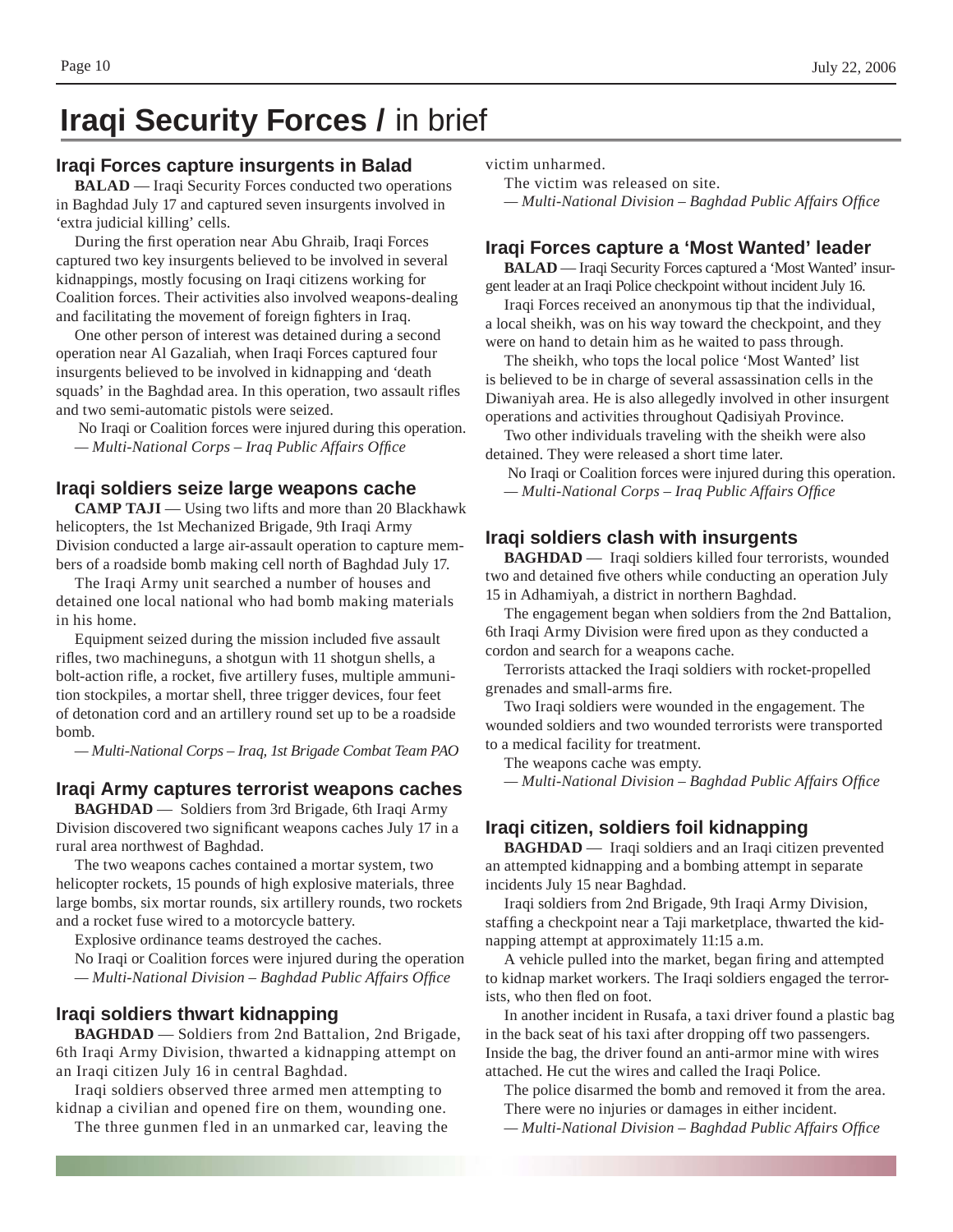# **Iraqi Security Forces /** in brief

## Iraqi Forces capture insurgents in Balad

**BALAD** — Iraqi Security Forces conducted two operations in Baghdad July 17 and captured seven insurgents involved in 'extra judicial killing' cells.

During the first operation near Abu Ghraib, Iraqi Forces captured two key insurgents believed to be involved in several kidnappings, mostly focusing on Iraqi citizens working for Coalition forces. Their activities also involved weapons-dealing and facilitating the movement of foreign fighters in Iraq.

One other person of interest was detained during a second operation near Al Gazaliah, when Iraqi Forces captured four insurgents believed to be involved in kidnapping and 'death squads' in the Baghdad area. In this operation, two assault rifles and two semi-automatic pistols were seized.

No Iraqi or Coalition forces were injured during this operation.

*— Multi-National Corps – Iraq Public Affairs Office*

## Iraqi soldiers seize large weapons cache

**CAMP TAJI** — Using two lifts and more than 20 Blackhawk helicopters, the 1st Mechanized Brigade, 9th Iraqi Army Division conducted a large air-assault operation to capture members of a roadside bomb making cell north of Baghdad July 17.

The Iraqi Army unit searched a number of houses and detained one local national who had bomb making materials in his home.

Equipment seized during the mission included five assault rifles, two machineguns, a shotgun with 11 shotgun shells, a bolt-action rifle, a rocket, five artillery fuses, multiple ammunition stockpiles, a mortar shell, three trigger devices, four feet of detonation cord and an artillery round set up to be a roadside bomb.

*— Multi-National Corps – Iraq, 1st Brigade Combat Team PAO*

## Iraqi Army captures terrorist weapons caches

**BAGHDAD** — Soldiers from 3rd Brigade, 6th Iraqi Army Division discovered two significant weapons caches July 17 in a rural area northwest of Baghdad.

The two weapons caches contained a mortar system, two helicopter rockets, 15 pounds of high explosive materials, three large bombs, six mortar rounds, six artillery rounds, two rockets and a rocket fuse wired to a motorcycle battery.

Explosive ordinance teams destroyed the caches.

No Iraqi or Coalition forces were injured during the operation

*— Multi-National Division – Baghdad Public Affairs Office*

## Iraqi soldiers thwart kidnapping

**BAGHDAD** — Soldiers from 2nd Battalion, 2nd Brigade, 6th Iraqi Army Division, thwarted a kidnapping attempt on an Iraqi citizen July 16 in central Baghdad.

Iraqi soldiers observed three armed men attempting to kidnap a civilian and opened fire on them, wounding one.

The three gunmen fled in an unmarked car, leaving the victim unharmed.

The victim was released on site.

*— Multi-National Division – Baghdad Public Affairs Office*

## Iraqi Forces capture a 'Most Wanted' leader

**BALAD** — Iraqi Security Forces captured a 'Most Wanted' insurgent leader at an Iraqi Police checkpoint without incident July 16.

Iraqi Forces received an anonymous tip that the individual, a local sheikh, was on his way toward the checkpoint, and they were on hand to detain him as he waited to pass through.

The sheikh, who tops the local police 'Most Wanted' list is believed to be in charge of several assassination cells in the Diwaniyah area. He is also allegedly involved in other insurgent operations and activities throughout Qadisiyah Province.

Two other individuals traveling with the sheikh were also detained. They were released a short time later.

No Iraqi or Coalition forces were injured during this operation.

*— Multi-National Corps – Iraq Public Affairs Office*

## Iraqi soldiers clash with insurgents

**BAGHDAD** — Iraqi soldiers killed four terrorists, wounded two and detained five others while conducting an operation July 15 in Adhamiyah, a district in northern Baghdad.

The engagement began when soldiers from the 2nd Battalion, 6th Iraqi Army Division were fired upon as they conducted a cordon and search for a weapons cache.

Terrorists attacked the Iraqi soldiers with rocket-propelled grenades and small-arms fire.

Two Iraqi soldiers were wounded in the engagement. The wounded soldiers and two wounded terrorists were transported to a medical facility for treatment.

The weapons cache was empty.

*— Multi-National Division – Baghdad Public Affairs Office*

## Iraqi citizen, soldiers foil kidnapping

**BAGHDAD** — Iraqi soldiers and an Iraqi citizen prevented an attempted kidnapping and a bombing attempt in separate incidents July 15 near Baghdad.

Iraqi soldiers from 2nd Brigade, 9th Iraqi Army Division, staffing a checkpoint near a Taji marketplace, thwarted the kidnapping attempt at approximately 11:15 a.m.

A vehicle pulled into the market, began firing and attempted to kidnap market workers. The Iraqi soldiers engaged the terrorists, who then fled on foot.

In another incident in Rusafa, a taxi driver found a plastic bag in the back seat of his taxi after dropping off two passengers. Inside the bag, the driver found an anti-armor mine with wires attached. He cut the wires and called the Iraqi Police.

The police disarmed the bomb and removed it from the area.

There were no injuries or damages in either incident.

*— Multi-National Division – Baghdad Public Affairs Office*